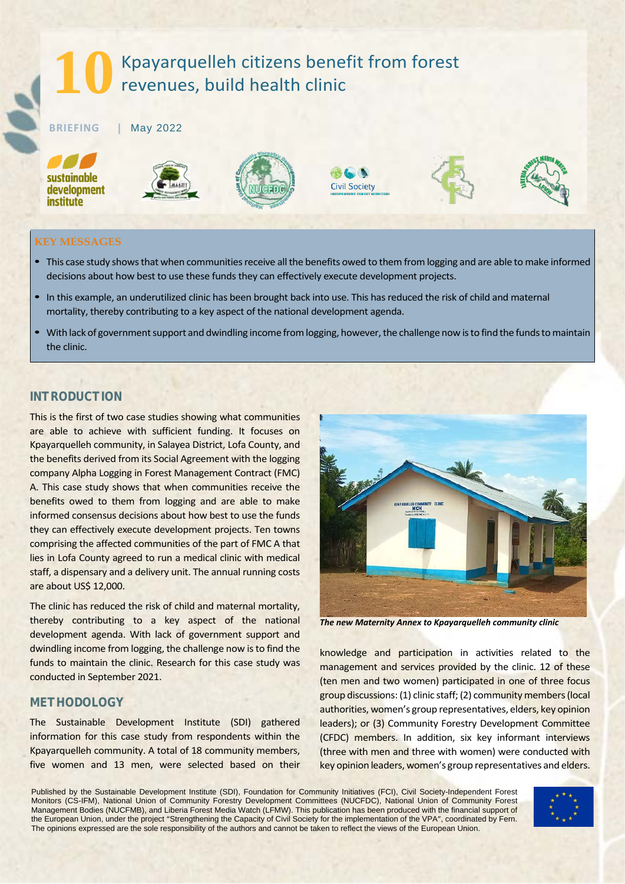# 10 Kpayarquelleh citizens benefit from forest revenues, build health clinic

BRIEFING | May 2022

## KEY MESSAGES

- This case study shows that when communities receive all the benefits owed to them from logging and are able to make informed decisions about how best to use these funds they can effectively execute development projects.
- In this example, an underutilized clinic has been brought back into use. This has reduced the risk of child and maternal mortality, thereby contributing to a key aspect of the national development agenda.
- With lack of government support and dwindling income from logging, however, the challenge now is to find the funds to maintain the clinic.

## INTRODUCTION

This is the first of two case studies showing what communities are able to achieve with sufficient funding. It focuses on Kpayarquelleh community, in Salayea District, Lofa County, and the benefits derived from its Social Agreement with the logging company Alpha Logging in Forest Management Contract (FMC) A. This case study shows that when communities receive the benefits owed to them from logging and are able to make informed consensus decisions about how best to use the funds they can effectively execute development projects. Ten towns comprising the affected communities of the part of FMC A that lies in Lofa County agreed to run a medical clinic with medical staff, a dispensary and a delivery unit. The annual running costs are about US$ 12,000.

The clinic has reduced the risk of child and maternal mortality, thereby contributing to a key aspect of the national development agenda. With lack of government support and dwindling income from logging, the challenge now is to find the funds to maintain the clinic. Research for this case study was conducted in September 2021.

*The new Maternity Annex to Kpayarquelleh community clinic*

## METHODOLOGY

The Sustainable Development Institute (SDI) gathered information for this case study from respondents within the Kpayarquelleh community. A total of 18 community members, five women and 13 men, were selected based on their knowledge and participation in activities related to the management and services provided by the clinic. 12 of these (ten men and two women) participated in one of three focus group discussions: (1) clinic staff; (2) community members (local authorities, women's group representatives, elders, key opinion leaders); or (3) Community Forestry Development Committee (CFDC) members. In addition, six key informant interviews (three with men and three with women) were conducted with key opinion leaders, women's group representatives and elders.

Published by the Sustainable Development Institute (SDI), Foundation for Community Initiatives (FCI), Civil Society-Independent Forest Monitors (CS-IFM), National Union of Community Forestry Development Committees (NUCFDC), National Union of Community Forest Management Bodies (NUCFMB), and Liberia Forest Media Watch (LFMW). This publication has been produced with the financial support of the European Union, under the project "Strengthening the Capacity of Civil Society for the implementation of the VPA", coordinated by Fern. The opinions expressed are the sole responsibility of the authors and cannot be taken to reflect the views of the European Union.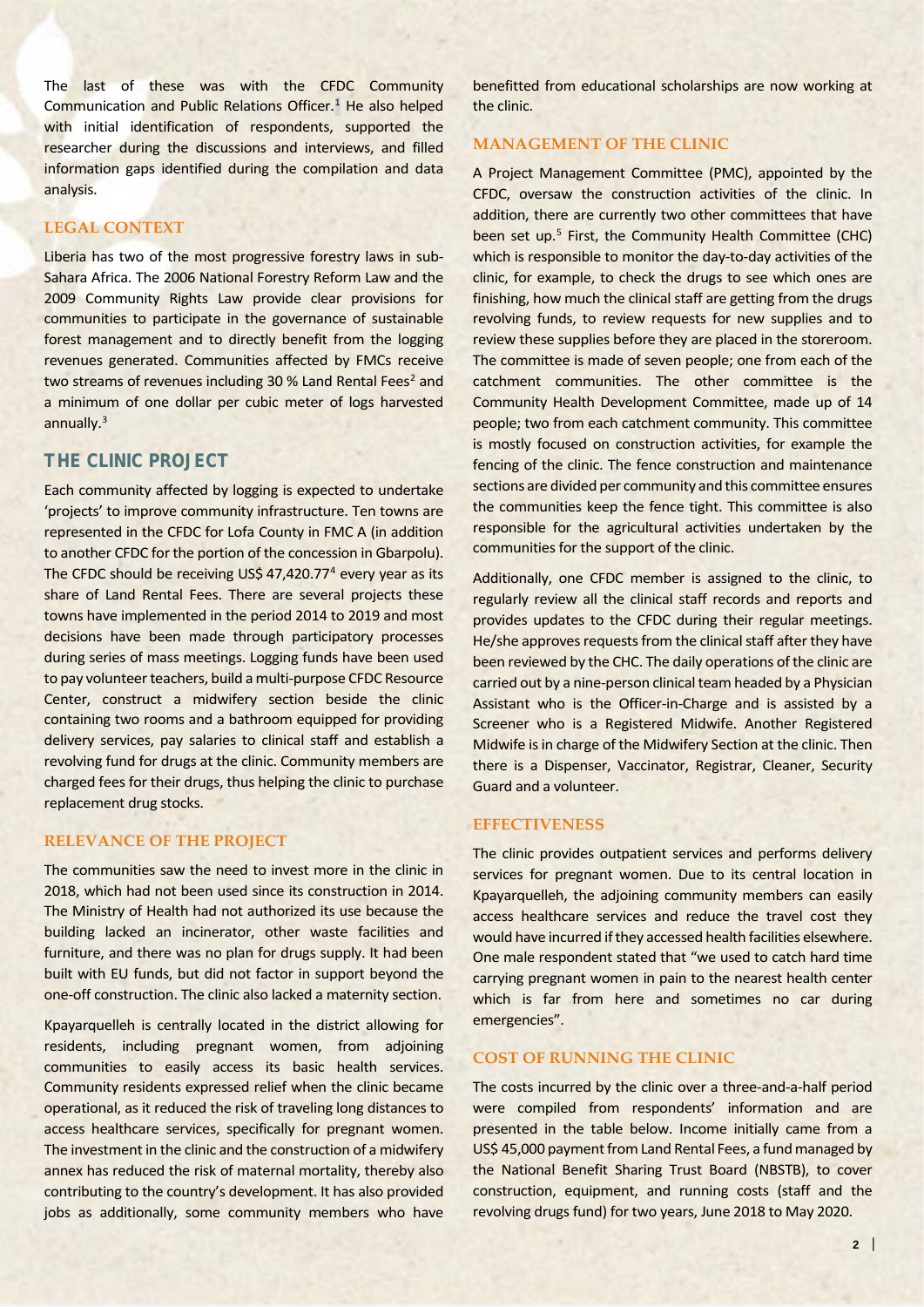The last of these was with the CFDC Community Communication and Public Relations Officer.[1] He also helped with initial identification of respondents, supported the researcher during the discussions and interviews, and filled information gaps identified during the compilation and data analysis.

## LEGAL CONTEXT

Liberia has two of the most progressive forestry laws in sub-Sahara Africa. The 2006 National Forestry Reform Law and the 2009 Community Rights Law provide clear provisions for communities to participate in the governance of sustainable forest management and to directly benefit from the logging revenues generated. Communities affected by FMCs receive two streams of revenues including 30 % Land Rental Fees[2] and a minimum of one dollar per cubic meter of logs harvested annually.[3]

# THE CLINIC PROJECT

Each community affected by logging is expected to undertake 'projects' to improve community infrastructure. Ten towns are represented in the CFDC for Lofa County in FMC A (in addition to another CFDC for the portion of the concession in Gbarpolu). The CFDC should be receiving US$ 47,420.77[4] every year as its share of Land Rental Fees. There are several projects these towns have implemented in the period 2014 to 2019 and most decisions have been made through participatory processes during series of mass meetings. Logging funds have been used to pay volunteer teachers, build a multi-purpose CFDC Resource Center, construct a midwifery section beside the clinic containing two rooms and a bathroom equipped for providing delivery services, pay salaries to clinical staff and establish a revolving fund for drugs at the clinic. Community members are charged fees for their drugs, thus helping the clinic to purchase replacement drug stocks.

## RELEVANCE OF THE PROJECT

The communities saw the need to invest more in the clinic in 2018, which had not been used since its construction in 2014. The Ministry of Health had not authorized its use because the building lacked an incinerator, other waste facilities and furniture, and there was no plan for drugs supply. It had been built with EU funds, but did not factor in support beyond the one-off construction. The clinic also lacked a maternity section.

Kpayarquelleh is centrally located in the district allowing for residents, including pregnant women, from adjoining communities to easily access its basic health services. Community residents expressed relief when the clinic became operational, as it reduced the risk of traveling long distances to access healthcare services, specifically for pregnant women. The investment in the clinic and the construction of a midwifery annex has reduced the risk of maternal mortality, thereby also contributing to the country's development. It has also provided jobs as additionally, some community members who have benefitted from educational scholarships are now working at the clinic.

## MANAGEMENT OF THE CLINIC

A Project Management Committee (PMC), appointed by the CFDC, oversaw the construction activities of the clinic. In addition, there are currently two other committees that have been set up.[5] First, the Community Health Committee (CHC) which is responsible to monitor the day-to-day activities of the clinic, for example, to check the drugs to see which ones are finishing, how much the clinical staff are getting from the drugs revolving funds, to review requests for new supplies and to review these supplies before they are placed in the storeroom. The committee is made of seven people; one from each of the catchment communities. The other committee is the Community Health Development Committee, made up of 14 people; two from each catchment community. This committee is mostly focused on construction activities, for example the fencing of the clinic. The fence construction and maintenance sections are divided per community and this committee ensures the communities keep the fence tight. This committee is also responsible for the agricultural activities undertaken by the communities for the support of the clinic.

Additionally, one CFDC member is assigned to the clinic, to regularly review all the clinical staff records and reports and provides updates to the CFDC during their regular meetings. He/she approves requests from the clinical staff after they have been reviewed by the CHC. The daily operations of the clinic are carried out by a nine-person clinical team headed by a Physician Assistant who is the Officer-in-Charge and is assisted by a Screener who is a Registered Midwife. Another Registered Midwife is in charge of the Midwifery Section at the clinic. Then there is a Dispenser, Vaccinator, Registrar, Cleaner, Security Guard and a volunteer.

## EFFECTIVENESS

The clinic provides outpatient services and performs delivery services for pregnant women. Due to its central location in Kpayarquelleh, the adjoining community members can easily access healthcare services and reduce the travel cost they would have incurred if they accessed health facilities elsewhere. One male respondent stated that "we used to catch hard time carrying pregnant women in pain to the nearest health center which is far from here and sometimes no car during emergencies".

## COST OF RUNNING THE CLINIC

The costs incurred by the clinic over a three-and-a-half period were compiled from respondents' information and are presented in the table below. Income initially came from a US$ 45,000 payment from Land Rental Fees, a fund managed by the National Benefit Sharing Trust Board (NBSTB), to cover construction, equipment, and running costs (staff and the revolving drugs fund) for two years, June 2018 to May 2020.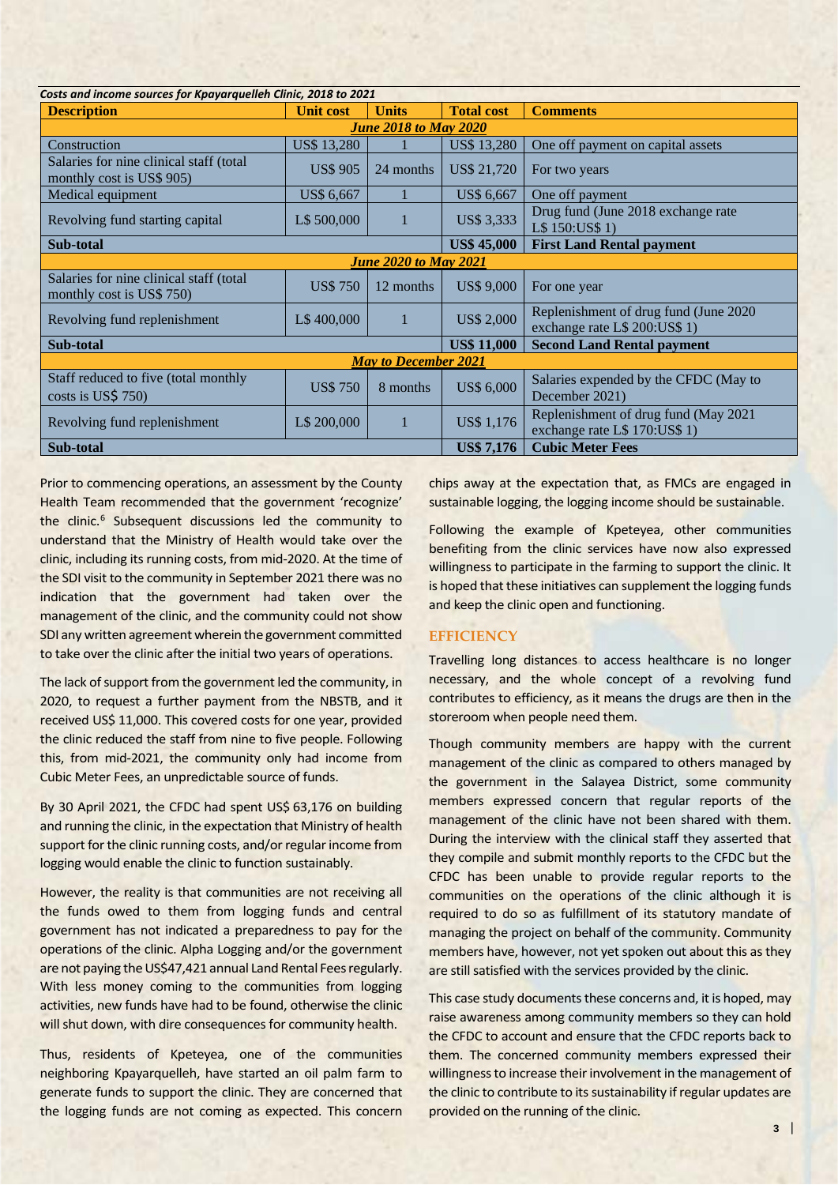*Costs and income sources for Kpayarquelleh Clinic, 2018 to 2021*

| Description | Unit cost | Units | Total cost | Comments |
|---|---|---|---|---|
| ***June 2018 to May 2020*** | | | | |
| Construction | US$ 13,280 | 1 | US$ 13,280 | One off payment on capital assets |
| Salaries for nine clinical staff (total monthly cost is US$ 905) | US$ 905 | 24 months | US$ 21,720 | For two years |
| Medical equipment | US$ 6,667 | 1 | US$ 6,667 | One off payment |
| Revolving fund starting capital | L$ 500,000 | 1 | US$ 3,333 | Drug fund (June 2018 exchange rate L$ 150:US$ 1) |
| **Sub-total** | | | **US$ 45,000** | **First Land Rental payment** |
| ***June 2020 to May 2021*** | | | | |
| Salaries for nine clinical staff (total monthly cost is US$ 750) | US$ 750 | 12 months | US$ 9,000 | For one year |
| Revolving fund replenishment | L$ 400,000 | 1 | US$ 2,000 | Replenishment of drug fund (June 2020 exchange rate L$ 200:US$ 1) |
| **Sub-total** | | | **US$ 11,000** | **Second Land Rental payment** |
| ***May to December 2021*** | | | | |
| Staff reduced to five (total monthly costs is US$ 750) | US$ 750 | 8 months | US$ 6,000 | Salaries expended by the CFDC (May to December 2021) |
| Revolving fund replenishment | L$ 200,000 | 1 | US$ 1,176 | Replenishment of drug fund (May 2021 exchange rate L$ 170:US$ 1) |
| **Sub-total** | | | **US$ 7,176** | **Cubic Meter Fees** |

Prior to commencing operations, an assessment by the County Health Team recommended that the government 'recognize' the clinic.[6] Subsequent discussions led the community to understand that the Ministry of Health would take over the clinic, including its running costs, from mid-2020. At the time of the SDI visit to the community in September 2021 there was no indication that the government had taken over the management of the clinic, and the community could not show SDI any written agreement wherein the government committed to take over the clinic after the initial two years of operations.

The lack of support from the government led the community, in 2020, to request a further payment from the NBSTB, and it received US$ 11,000. This covered costs for one year, provided the clinic reduced the staff from nine to five people. Following this, from mid-2021, the community only had income from Cubic Meter Fees, an unpredictable source of funds.

By 30 April 2021, the CFDC had spent US$ 63,176 on building and running the clinic, in the expectation that Ministry of health support for the clinic running costs, and/or regular income from logging would enable the clinic to function sustainably.

However, the reality is that communities are not receiving all the funds owed to them from logging funds and central government has not indicated a preparedness to pay for the operations of the clinic. Alpha Logging and/or the government are not paying the US$47,421 annual Land Rental Fees regularly. With less money coming to the communities from logging activities, new funds have had to be found, otherwise the clinic will shut down, with dire consequences for community health.

Thus, residents of Kpeteyea, one of the communities neighboring Kpayarquelleh, have started an oil palm farm to generate funds to support the clinic. They are concerned that the logging funds are not coming as expected. This concern chips away at the expectation that, as FMCs are engaged in sustainable logging, the logging income should be sustainable.

Following the example of Kpeteyea, other communities benefiting from the clinic services have now also expressed willingness to participate in the farming to support the clinic. It is hoped that these initiatives can supplement the logging funds and keep the clinic open and functioning.

## EFFICIENCY

Travelling long distances to access healthcare is no longer necessary, and the whole concept of a revolving fund contributes to efficiency, as it means the drugs are then in the storeroom when people need them.

Though community members are happy with the current management of the clinic as compared to others managed by the government in the Salayea District, some community members expressed concern that regular reports of the management of the clinic have not been shared with them. During the interview with the clinical staff they asserted that they compile and submit monthly reports to the CFDC but the CFDC has been unable to provide regular reports to the communities on the operations of the clinic although it is required to do so as fulfillment of its statutory mandate of managing the project on behalf of the community. Community members have, however, not yet spoken out about this as they are still satisfied with the services provided by the clinic.

This case study documents these concerns and, it is hoped, may raise awareness among community members so they can hold the CFDC to account and ensure that the CFDC reports back to them. The concerned community members expressed their willingness to increase their involvement in the management of the clinic to contribute to its sustainability if regular updates are provided on the running of the clinic.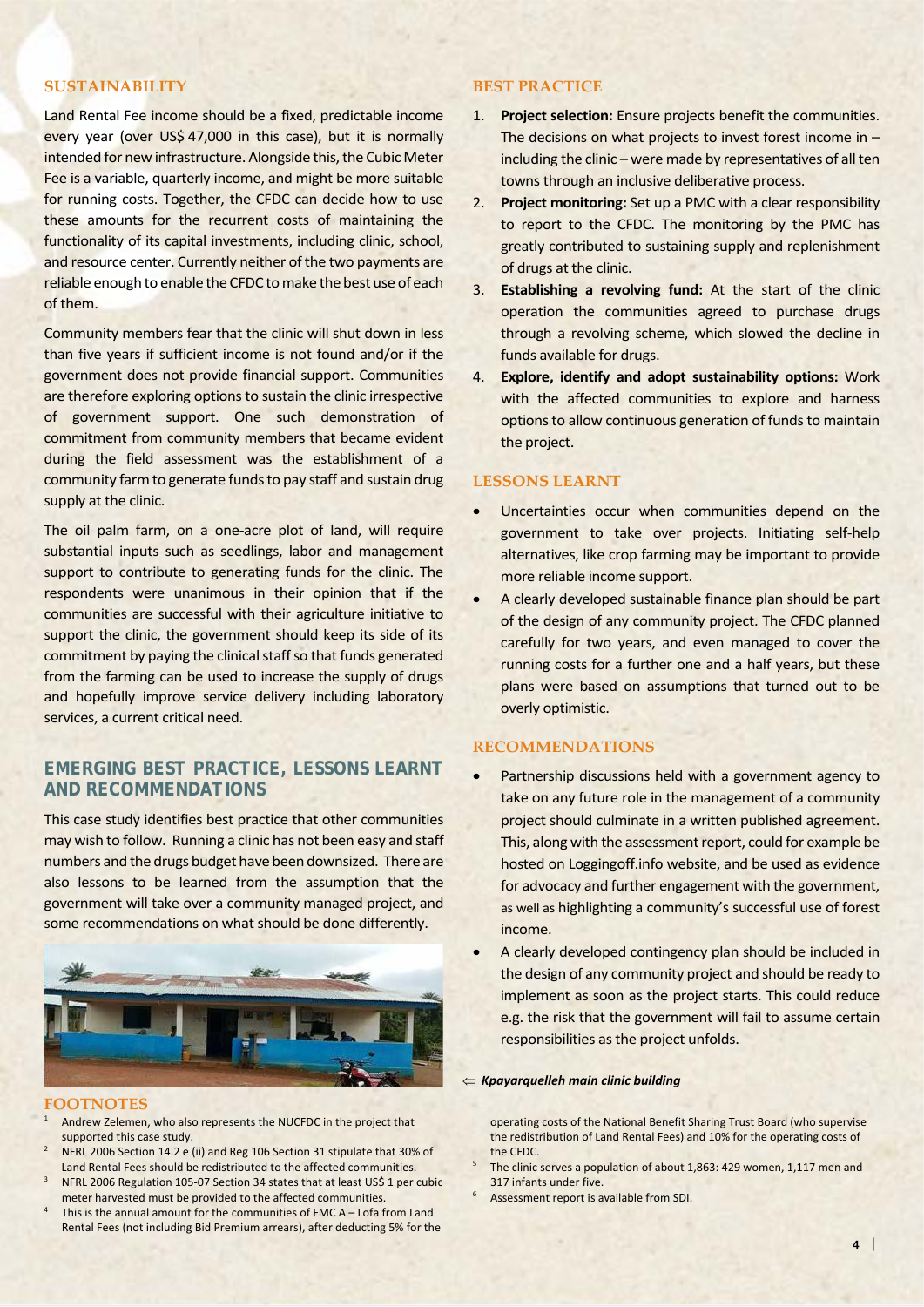## SUSTAINABILITY

Land Rental Fee income should be a fixed, predictable income every year (over US$ 47,000 in this case), but it is normally intended for new infrastructure. Alongside this, the Cubic Meter Fee is a variable, quarterly income, and might be more suitable for running costs. Together, the CFDC can decide how to use these amounts for the recurrent costs of maintaining the functionality of its capital investments, including clinic, school, and resource center. Currently neither of the two payments are reliable enough to enable the CFDC to make the best use of each of them.

Community members fear that the clinic will shut down in less than five years if sufficient income is not found and/or if the government does not provide financial support. Communities are therefore exploring options to sustain the clinic irrespective of government support. One such demonstration of commitment from community members that became evident during the field assessment was the establishment of a community farm to generate funds to pay staff and sustain drug supply at the clinic.

The oil palm farm, on a one-acre plot of land, will require substantial inputs such as seedlings, labor and management support to contribute to generating funds for the clinic. The respondents were unanimous in their opinion that if the communities are successful with their agriculture initiative to support the clinic, the government should keep its side of its commitment by paying the clinical staff so that funds generated from the farming can be used to increase the supply of drugs and hopefully improve service delivery including laboratory services, a current critical need.

## EMERGING BEST PRACTICE, LESSONS LEARNT AND RECOMMENDATIONS

This case study identifies best practice that other communities may wish to follow. Running a clinic has not been easy and staff numbers and the drugs budget have been downsized. There are also lessons to be learned from the assumption that the government will take over a community managed project, and some recommendations on what should be done differently.

⇐ *Kpayarquelleh main clinic building*

## BEST PRACTICE

1. **Project selection:** Ensure projects benefit the communities. The decisions on what projects to invest forest income in – including the clinic – were made by representatives of all ten towns through an inclusive deliberative process.
2. **Project monitoring:** Set up a PMC with a clear responsibility to report to the CFDC. The monitoring by the PMC has greatly contributed to sustaining supply and replenishment of drugs at the clinic.
3. **Establishing a revolving fund:** At the start of the clinic operation the communities agreed to purchase drugs through a revolving scheme, which slowed the decline in funds available for drugs.
4. **Explore, identify and adopt sustainability options:** Work with the affected communities to explore and harness options to allow continuous generation of funds to maintain the project.

## LESSONS LEARNT

- Uncertainties occur when communities depend on the government to take over projects. Initiating self-help alternatives, like crop farming may be important to provide more reliable income support.
- A clearly developed sustainable finance plan should be part of the design of any community project. The CFDC planned carefully for two years, and even managed to cover the running costs for a further one and a half years, but these plans were based on assumptions that turned out to be overly optimistic.

## RECOMMENDATIONS

- Partnership discussions held with a government agency to take on any future role in the management of a community project should culminate in a written published agreement. This, along with the assessment report, could for example be hosted on Loggingoff.info website, and be used as evidence for advocacy and further engagement with the government, as well as highlighting a community's successful use of forest income.
- A clearly developed contingency plan should be included in the design of any community project and should be ready to implement as soon as the project starts. This could reduce e.g. the risk that the government will fail to assume certain responsibilities as the project unfolds.

## FOOTNOTES

[1] Andrew Zelemen, who also represents the NUCFDC in the project that supported this case study.

[2] NFRL 2006 Section 14.2 e (ii) and Reg 106 Section 31 stipulate that 30% of Land Rental Fees should be redistributed to the affected communities.

[3] NFRL 2006 Regulation 105-07 Section 34 states that at least US$ 1 per cubic meter harvested must be provided to the affected communities.

[4] This is the annual amount for the communities of FMC A – Lofa from Land Rental Fees (not including Bid Premium arrears), after deducting 5% for the operating costs of the National Benefit Sharing Trust Board (who supervise the redistribution of Land Rental Fees) and 10% for the operating costs of the CFDC.

[5] The clinic serves a population of about 1,863: 429 women, 1,117 men and 317 infants under five.

[6] Assessment report is available from SDI.